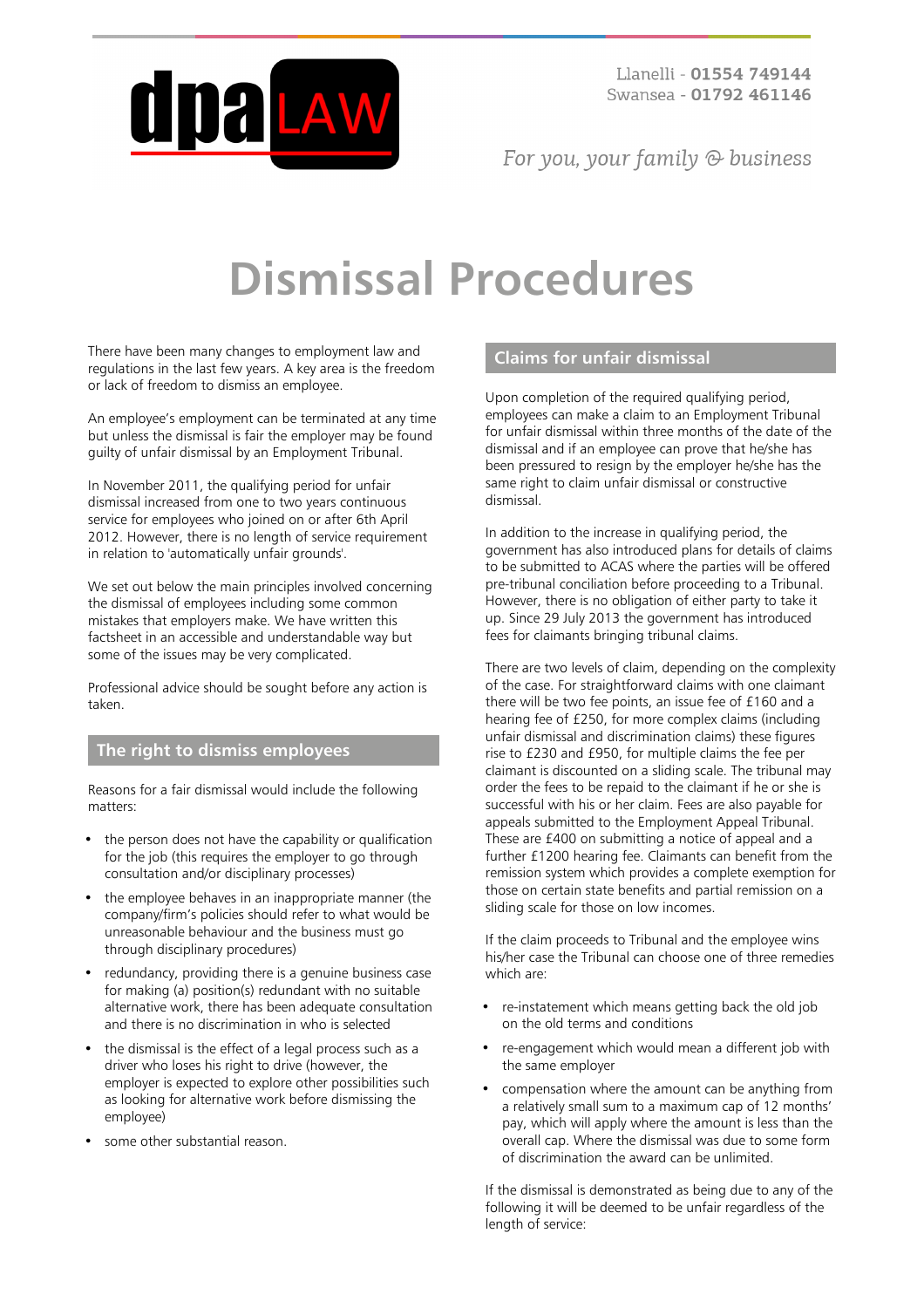# Dismissal Procedures

There have been many changes to employment law and regulations in the last few years. A key area is the freedom or lack of freedom to dismiss an employee.

An employee's employment can be terminated at any time but unless the dismissal is fair the employer may be found guilty of unfair dismissal by an Employment Tribunal.

In November 2011, the qualifying period for unfair dismissal increased from one to two years continuous service for employees who joined on or after 6th April 2012. However, there is no length of service requirement in relation to 'automatically unfair grounds'.

We set out below the main principles involved concerning the dismissal of employees including some common mistakes that employers make. We have written this factsheet in an accessible and understandable way but some of the issues may be very complicated.

Professional advice should be sought before any action is taken.

## The right to dismiss employees

Reasons for a fair dismissal would include the following matters:

- the person does not have the capability or qualification for the job (this requires the employer to go through consultation and/or disciplinary processes)
- the employee behaves in an inappropriate manner (the company/firm's policies should refer to what would be unreasonable behaviour and the business must go through disciplinary procedures)
- redundancy, providing there is a genuine business case for making (a) position(s) redundant with no suitable alternative work, there has been adequate consultation and there is no discrimination in who is selected
- the dismissal is the effect of a legal process such as a driver who loses his right to drive (however, the employer is expected to explore other possibilities such as looking for alternative work before dismissing the employee)
- some other substantial reason.

## Claims for unfair dismissal

Upon completion of the required qualifying period, employees can make a claim to an Employment Tribunal for unfair dismissal within three months of the date of the dismissal and if an employee can prove that he/she has been pressured to resign by the employer he/she has the same right to claim unfair dismissal or constructive dismissal.

In addition to the increase in qualifying period, the government has also introduced plans for details of claims to be submitted to ACAS where the parties will be offered pre-tribunal conciliation before proceeding to a Tribunal. However, there is no obligation of either party to take it up. Since 29 July 2013 the government has introduced fees for claimants bringing tribunal claims.

There are two levels of claim, depending on the complexity of the case. For straightforward claims with one claimant there will be two fee points, an issue fee of £160 and a hearing fee of £250, for more complex claims (including unfair dismissal and discrimination claims) these figures rise to £230 and £950, for multiple claims the fee per claimant is discounted on a sliding scale. The tribunal may order the fees to be repaid to the claimant if he or she is successful with his or her claim. Fees are also payable for appeals submitted to the Employment Appeal Tribunal. These are £400 on submitting a notice of appeal and a further £1200 hearing fee. Claimants can benefit from the remission system which provides a complete exemption for those on certain state benefits and partial remission on a sliding scale for those on low incomes.

If the claim proceeds to Tribunal and the employee wins his/her case the Tribunal can choose one of three remedies which are:

- re-instatement which means getting back the old job on the old terms and conditions
- re-engagement which would mean a different job with the same employer
- compensation where the amount can be anything from a relatively small sum to a maximum cap of 12 months' pay, which will apply where the amount is less than the overall cap. Where the dismissal was due to some form of discrimination the award can be unlimited.

If the dismissal is demonstrated as being due to any of the following it will be deemed to be unfair regardless of the length of service: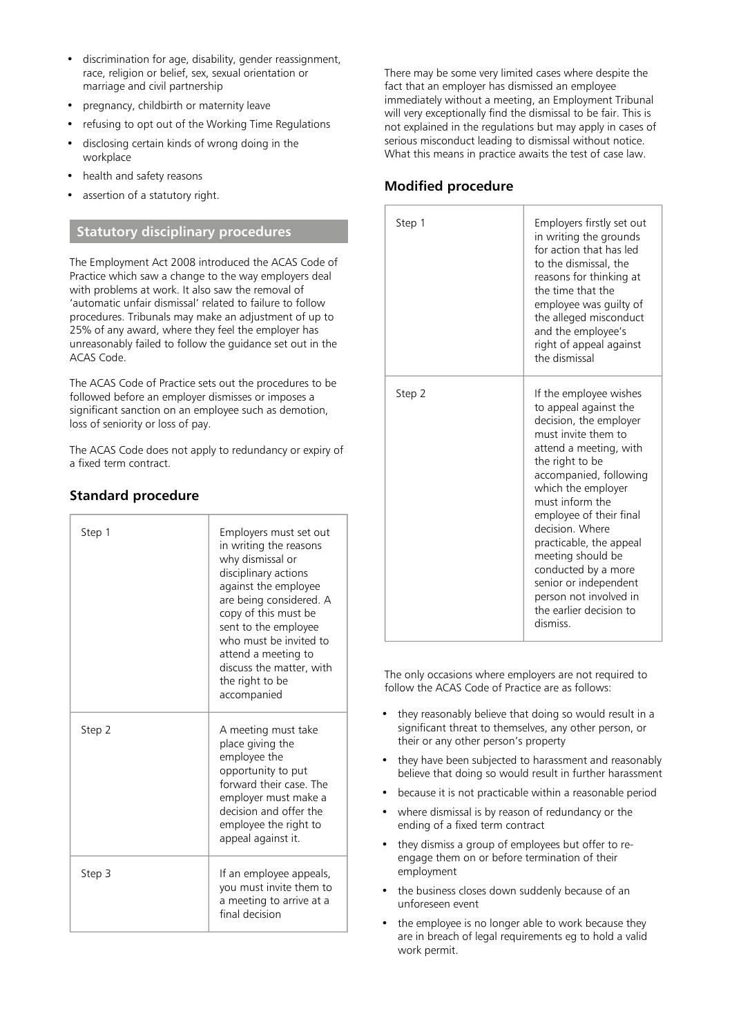- discrimination for age, disability, gender reassignment, race, religion or belief, sex, sexual orientation or marriage and civil partnership
- pregnancy, childbirth or maternity leave
- refusing to opt out of the Working Time Regulations
- disclosing certain kinds of wrong doing in the workplace
- health and safety reasons
- assertion of a statutory right.

## Statutory disciplinary procedures

The Employment Act 2008 introduced the ACAS Code of Practice which saw a change to the way employers deal with problems at work. It also saw the removal of 'automatic unfair dismissal' related to failure to follow procedures. Tribunals may make an adjustment of up to 25% of any award, where they feel the employer has unreasonably failed to follow the guidance set out in the ACAS Code.

The ACAS Code of Practice sets out the procedures to be followed before an employer dismisses or imposes a significant sanction on an employee such as demotion, loss of seniority or loss of pay.

The ACAS Code does not apply to redundancy or expiry of a fixed term contract.

### Standard procedure

| | |
|---|---|
| Step 1 | Employers must set out in writing the reasons why dismissal or disciplinary actions against the employee are being considered. A copy of this must be sent to the employee who must be invited to attend a meeting to discuss the matter, with the right to be accompanied |
| Step 2 | A meeting must take place giving the employee the opportunity to put forward their case. The employer must make a decision and offer the employee the right to appeal against it. |
| Step 3 | If an employee appeals, you must invite them to a meeting to arrive at a final decision |

There may be some very limited cases where despite the fact that an employer has dismissed an employee immediately without a meeting, an Employment Tribunal will very exceptionally find the dismissal to be fair. This is not explained in the regulations but may apply in cases of serious misconduct leading to dismissal without notice. What this means in practice awaits the test of case law.

### Modified procedure

| | |
|---|---|
| Step 1 | Employers firstly set out in writing the grounds for action that has led to the dismissal, the reasons for thinking at the time that the employee was guilty of the alleged misconduct and the employee's right of appeal against the dismissal |
| Step 2 | If the employee wishes to appeal against the decision, the employer must invite them to attend a meeting, with the right to be accompanied, following which the employer must inform the employee of their final decision. Where practicable, the appeal meeting should be conducted by a more senior or independent person not involved in the earlier decision to dismiss. |

The only occasions where employers are not required to follow the ACAS Code of Practice are as follows:

- they reasonably believe that doing so would result in a significant threat to themselves, any other person, or their or any other person's property
- they have been subjected to harassment and reasonably believe that doing so would result in further harassment
- because it is not practicable within a reasonable period
- where dismissal is by reason of redundancy or the ending of a fixed term contract
- they dismiss a group of employees but offer to re-engage them on or before termination of their employment
- the business closes down suddenly because of an unforeseen event
- the employee is no longer able to work because they are in breach of legal requirements eg to hold a valid work permit.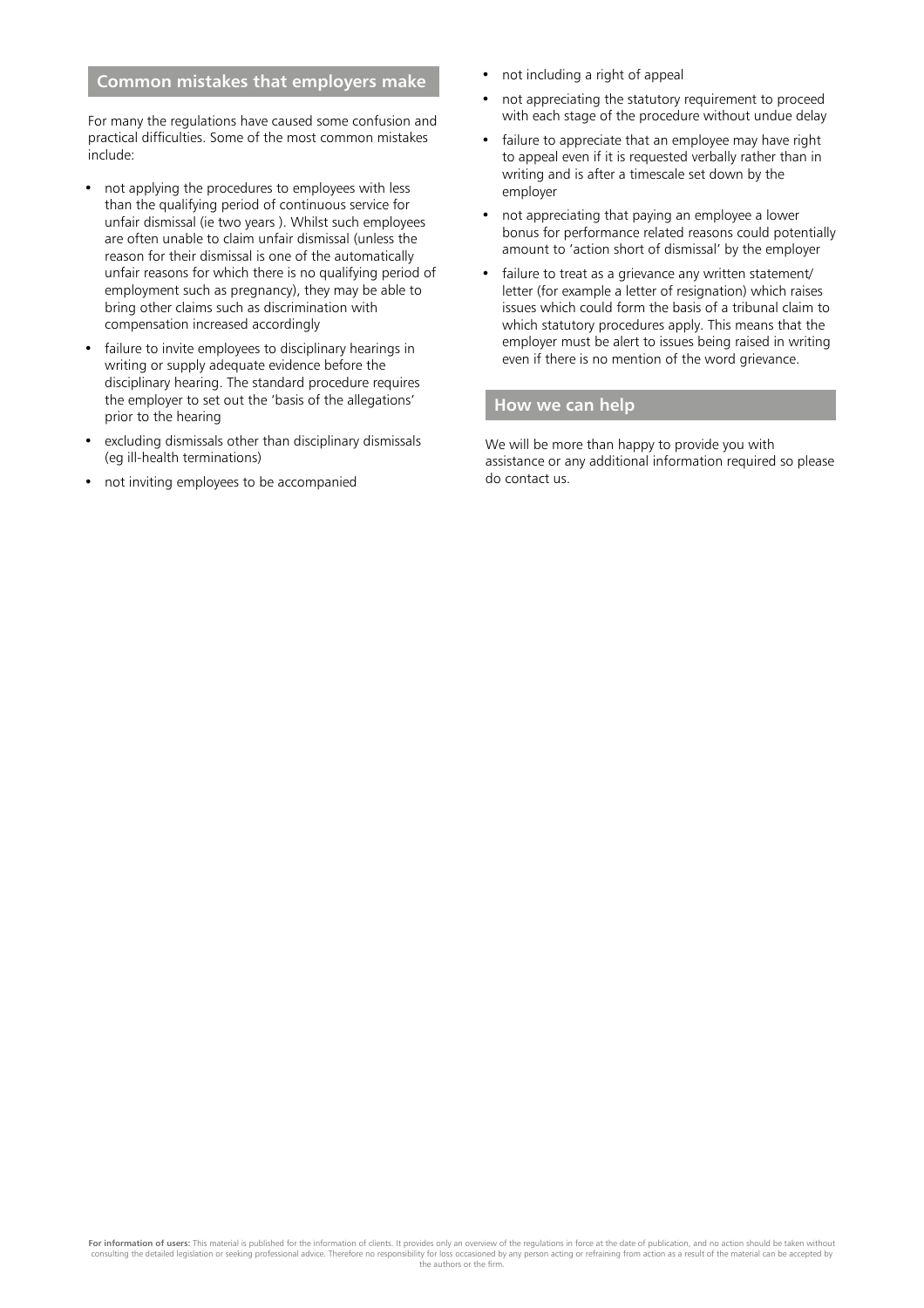## Common mistakes that employers make

For many the regulations have caused some confusion and practical difficulties. Some of the most common mistakes include:

- not applying the procedures to employees with less than the qualifying period of continuous service for unfair dismissal (ie two years ). Whilst such employees are often unable to claim unfair dismissal (unless the reason for their dismissal is one of the automatically unfair reasons for which there is no qualifying period of employment such as pregnancy), they may be able to bring other claims such as discrimination with compensation increased accordingly
- failure to invite employees to disciplinary hearings in writing or supply adequate evidence before the disciplinary hearing. The standard procedure requires the employer to set out the 'basis of the allegations' prior to the hearing
- excluding dismissals other than disciplinary dismissals (eg ill-health terminations)
- not inviting employees to be accompanied
- not including a right of appeal
- not appreciating the statutory requirement to proceed with each stage of the procedure without undue delay
- failure to appreciate that an employee may have right to appeal even if it is requested verbally rather than in writing and is after a timescale set down by the employer
- not appreciating that paying an employee a lower bonus for performance related reasons could potentially amount to 'action short of dismissal' by the employer
- failure to treat as a grievance any written statement/letter (for example a letter of resignation) which raises issues which could form the basis of a tribunal claim to which statutory procedures apply. This means that the employer must be alert to issues being raised in writing even if there is no mention of the word grievance.

## How we can help

We will be more than happy to provide you with assistance or any additional information required so please do contact us.

**For information of users:** This material is published for the information of clients. It provides only an overview of the regulations in force at the date of publication, and no action should be taken without consulting the detailed legislation or seeking professional advice. Therefore no responsibility for loss occasioned by any person acting or refraining from action as a result of the material can be accepted by the authors or the firm.